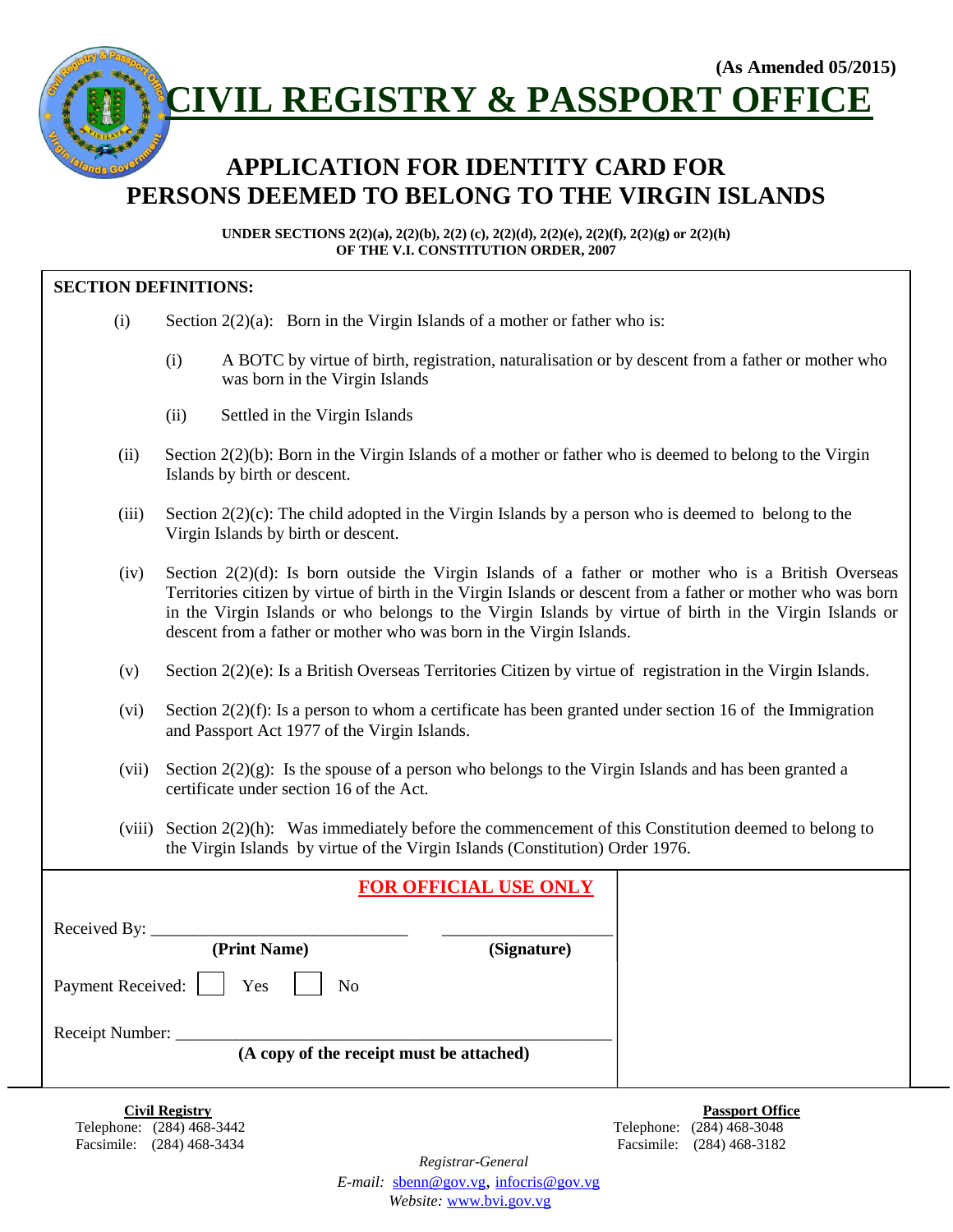(As Amended 05/2015)

# CIVIL REGISTRY & PASSPORT OFFICE

## APPLICATION FOR IDENTITY CARD FOR PERSONS DEEMED TO BELONG TO THE VIRGIN ISLANDS

**UNDER SECTIONS 2(2)(a), 2(2)(b), 2(2) (c), 2(2)(d), 2(2)(e), 2(2)(f), 2(2)(g) or 2(2)(h) OF THE V.I. CONSTITUTION ORDER, 2007**

**SECTION DEFINITIONS:**

(i) Section 2(2)(a): Born in the Virgin Islands of a mother or father who is:

  (i) A BOTC by virtue of birth, registration, naturalisation or by descent from a father or mother who was born in the Virgin Islands

  (ii) Settled in the Virgin Islands

(ii) Section 2(2)(b): Born in the Virgin Islands of a mother or father who is deemed to belong to the Virgin Islands by birth or descent.

(iii) Section 2(2)(c): The child adopted in the Virgin Islands by a person who is deemed to belong to the Virgin Islands by birth or descent.

(iv) Section 2(2)(d): Is born outside the Virgin Islands of a father or mother who is a British Overseas Territories citizen by virtue of birth in the Virgin Islands or descent from a father or mother who was born in the Virgin Islands or who belongs to the Virgin Islands by virtue of birth in the Virgin Islands or descent from a father or mother who was born in the Virgin Islands.

(v) Section 2(2)(e): Is a British Overseas Territories Citizen by virtue of registration in the Virgin Islands.

(vi) Section 2(2)(f): Is a person to whom a certificate has been granted under section 16 of the Immigration and Passport Act 1977 of the Virgin Islands.

(vii) Section 2(2)(g): Is the spouse of a person who belongs to the Virgin Islands and has been granted a certificate under section 16 of the Act.

(viii) Section 2(2)(h): Was immediately before the commencement of this Constitution deemed to belong to the Virgin Islands by virtue of the Virgin Islands (Constitution) Order 1976.

**FOR OFFICIAL USE ONLY**

Received By: ____________________________ ____________________
**(Print Name)** **(Signature)**

Payment Received: ☐ Yes ☐ No

Receipt Number: __________________________________________________
**(A copy of the receipt must be attached)**

**Civil Registry**
Telephone: (284) 468-3442
Facsimile: (284) 468-3434

**Passport Office**
Telephone: (284) 468-3048
Facsimile: (284) 468-3182

*Registrar-General*
*E-mail:* sbenn@gov.vg, infocris@gov.vg
*Website:* www.bvi.gov.vg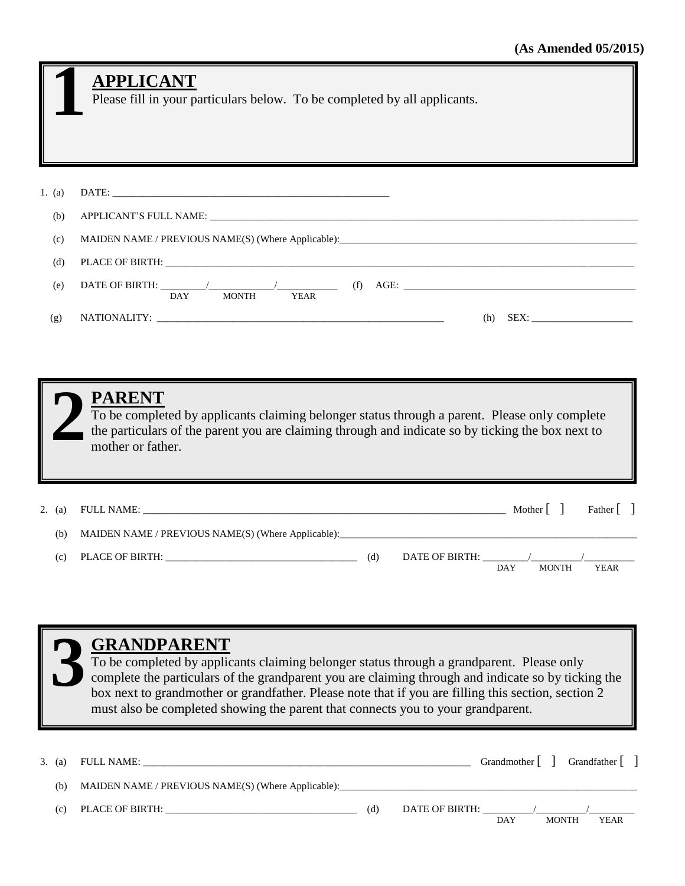**(As Amended 05/2015)**

# 1 APPLICANT

Please fill in your particulars below. To be completed by all applicants.

1. (a) DATE: ____________________________________________

   (b) APPLICANT'S FULL NAME: ____________________________________________

   (c) MAIDEN NAME / PREVIOUS NAME(S) (Where Applicable): ____________________________________________

   (d) PLACE OF BIRTH: ____________________________________________

   (e) DATE OF BIRTH: ________/__________/__________ (DAY / MONTH / YEAR)  (f) AGE: ______________________

   (g) NATIONALITY: ______________________________  (h) SEX: ______________

# 2 PARENT

To be completed by applicants claiming belonger status through a parent. Please only complete the particulars of the parent you are claiming through and indicate so by ticking the box next to mother or father.

2. (a) FULL NAME: ____________________________________________ Mother [ ] Father [ ]

   (b) MAIDEN NAME / PREVIOUS NAME(S) (Where Applicable): ____________________________________________

   (c) PLACE OF BIRTH: ______________________________  (d) DATE OF BIRTH: ________/__________/__________ (DAY / MONTH / YEAR)

# 3 GRANDPARENT

To be completed by applicants claiming belonger status through a grandparent. Please only complete the particulars of the grandparent you are claiming through and indicate so by ticking the box next to grandmother or grandfather. Please note that if you are filling this section, section 2 must also be completed showing the parent that connects you to your grandparent.

3. (a) FULL NAME: ____________________________________________ Grandmother [ ] Grandfather [ ]

   (b) MAIDEN NAME / PREVIOUS NAME(S) (Where Applicable): ____________________________________________

   (c) PLACE OF BIRTH: ______________________________  (d) DATE OF BIRTH: ________/__________/__________ (DAY / MONTH / YEAR)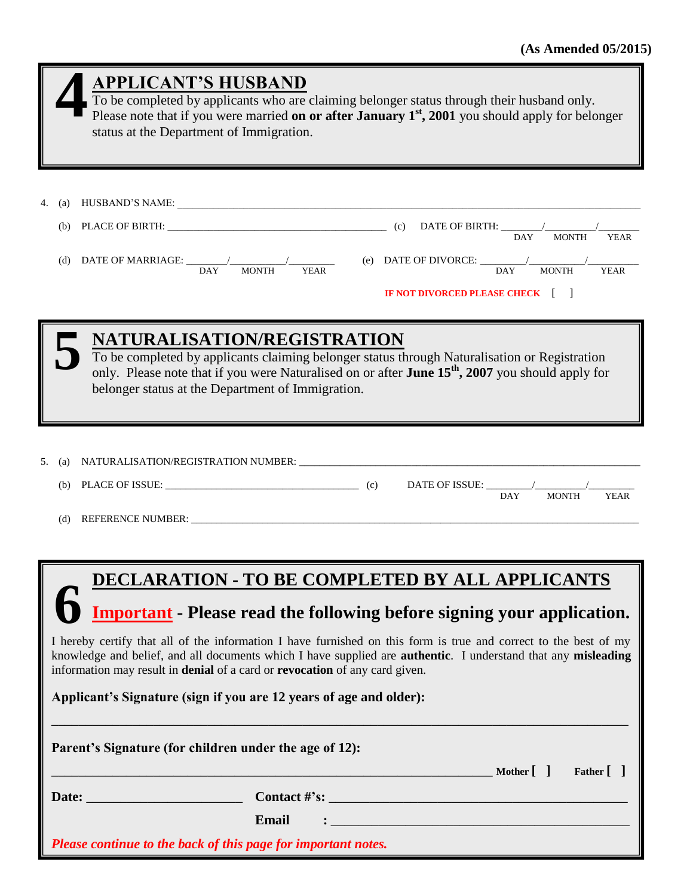**(As Amended 05/2015)**

## 4 APPLICANT'S HUSBAND

To be completed by applicants who are claiming belonger status through their husband only. Please note that if you were married **on or after January 1st, 2001** you should apply for belonger status at the Department of Immigration.

4. (a) HUSBAND'S NAME: ____________________________________________

(b) PLACE OF BIRTH: ______________________ (c) DATE OF BIRTH: ______/______/______ (DAY / MONTH / YEAR)

(d) DATE OF MARRIAGE: ______/______/______ (DAY / MONTH / YEAR) (e) DATE OF DIVORCE: ______/______/______ (DAY / MONTH / YEAR)

IF NOT DIVORCED PLEASE CHECK [ ]

## 5 NATURALISATION/REGISTRATION

To be completed by applicants claiming belonger status through Naturalisation or Registration only. Please note that if you were Naturalised on or after **June 15th, 2007** you should apply for belonger status at the Department of Immigration.

5. (a) NATURALISATION/REGISTRATION NUMBER: ____________________________________________

(b) PLACE OF ISSUE: ______________________ (c) DATE OF ISSUE: ______/______/______ (DAY / MONTH / YEAR)

(d) REFERENCE NUMBER: ____________________________________________

## 6 DECLARATION - TO BE COMPLETED BY ALL APPLICANTS

### Important - Please read the following before signing your application.

I hereby certify that all of the information I have furnished on this form is true and correct to the best of my knowledge and belief, and all documents which I have supplied are **authentic**. I understand that any **misleading** information may result in **denial** of a card or **revocation** of any card given.

**Applicant's Signature (sign if you are 12 years of age and older):**

____________________________________________

**Parent's Signature (for children under the age of 12):**

____________________________________________ **Mother [ ]** **Father [ ]**

**Date:** ______________________ **Contact #'s:** ______________________

**Email** : ______________________

*Please continue to the back of this page for important notes.*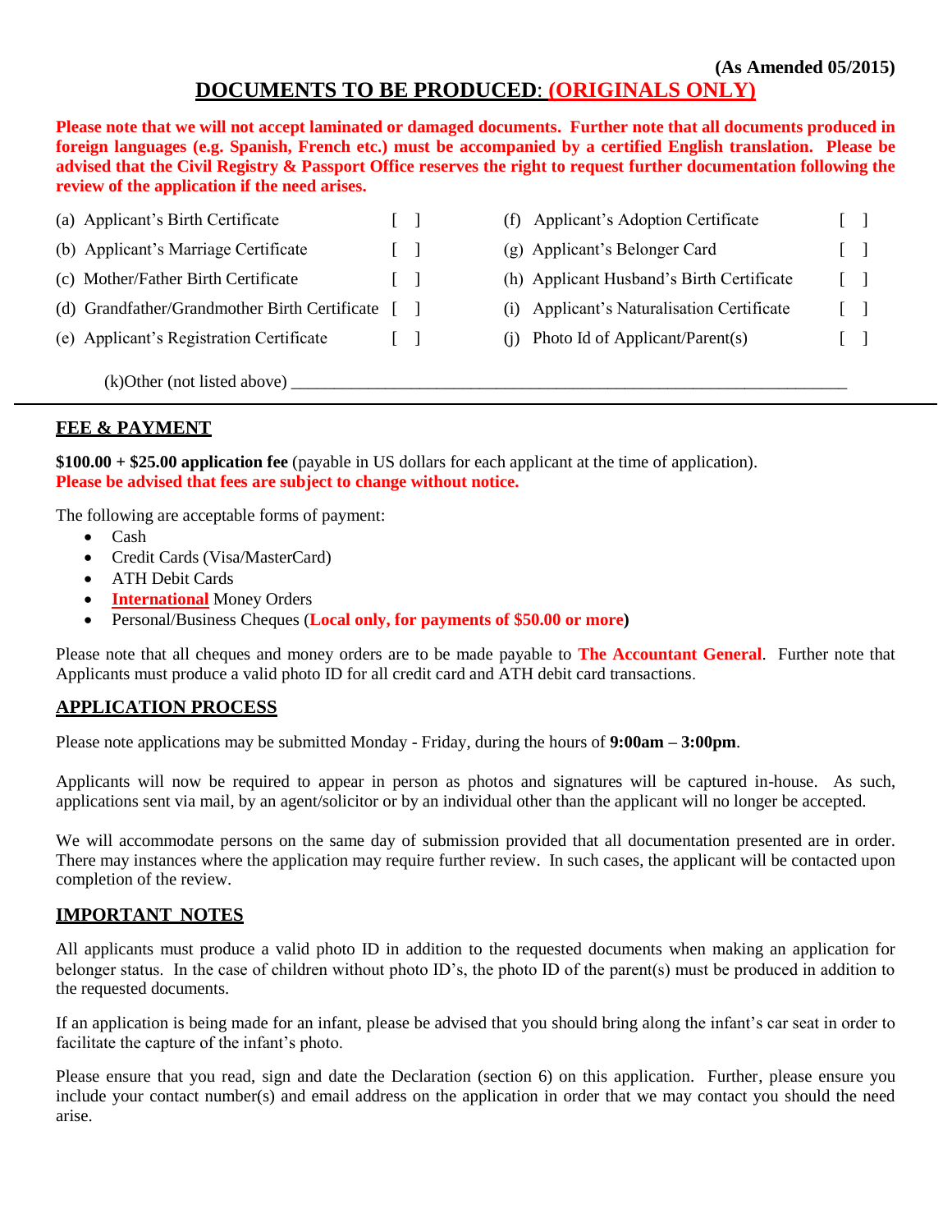**(As Amended 05/2015)**

## DOCUMENTS TO BE PRODUCED: (ORIGINALS ONLY)

**Please note that we will not accept laminated or damaged documents. Further note that all documents produced in foreign languages (e.g. Spanish, French etc.) must be accompanied by a certified English translation. Please be advised that the Civil Registry & Passport Office reserves the right to request further documentation following the review of the application if the need arises.**

| | | | |
|---|---|---|---|
| (a) Applicant's Birth Certificate | [ ] | (f) Applicant's Adoption Certificate | [ ] |
| (b) Applicant's Marriage Certificate | [ ] | (g) Applicant's Belonger Card | [ ] |
| (c) Mother/Father Birth Certificate | [ ] | (h) Applicant Husband's Birth Certificate | [ ] |
| (d) Grandfather/Grandmother Birth Certificate | [ ] | (i) Applicant's Naturalisation Certificate | [ ] |
| (e) Applicant's Registration Certificate | [ ] | (j) Photo Id of Applicant/Parent(s) | [ ] |

(k)Other (not listed above) ___________________________________________________________________

## FEE & PAYMENT

**$100.00 + $25.00 application fee** (payable in US dollars for each applicant at the time of application).
**Please be advised that fees are subject to change without notice.**

The following are acceptable forms of payment:

- Cash
- Credit Cards (Visa/MasterCard)
- ATH Debit Cards
- **International** Money Orders
- Personal/Business Cheques (**Local only, for payments of $50.00 or more**)

Please note that all cheques and money orders are to be made payable to **The Accountant General**. Further note that Applicants must produce a valid photo ID for all credit card and ATH debit card transactions.

## APPLICATION PROCESS

Please note applications may be submitted Monday - Friday, during the hours of **9:00am – 3:00pm**.

Applicants will now be required to appear in person as photos and signatures will be captured in-house. As such, applications sent via mail, by an agent/solicitor or by an individual other than the applicant will no longer be accepted.

We will accommodate persons on the same day of submission provided that all documentation presented are in order. There may instances where the application may require further review. In such cases, the applicant will be contacted upon completion of the review.

## IMPORTANT NOTES

All applicants must produce a valid photo ID in addition to the requested documents when making an application for belonger status. In the case of children without photo ID's, the photo ID of the parent(s) must be produced in addition to the requested documents.

If an application is being made for an infant, please be advised that you should bring along the infant's car seat in order to facilitate the capture of the infant's photo.

Please ensure that you read, sign and date the Declaration (section 6) on this application. Further, please ensure you include your contact number(s) and email address on the application in order that we may contact you should the need arise.